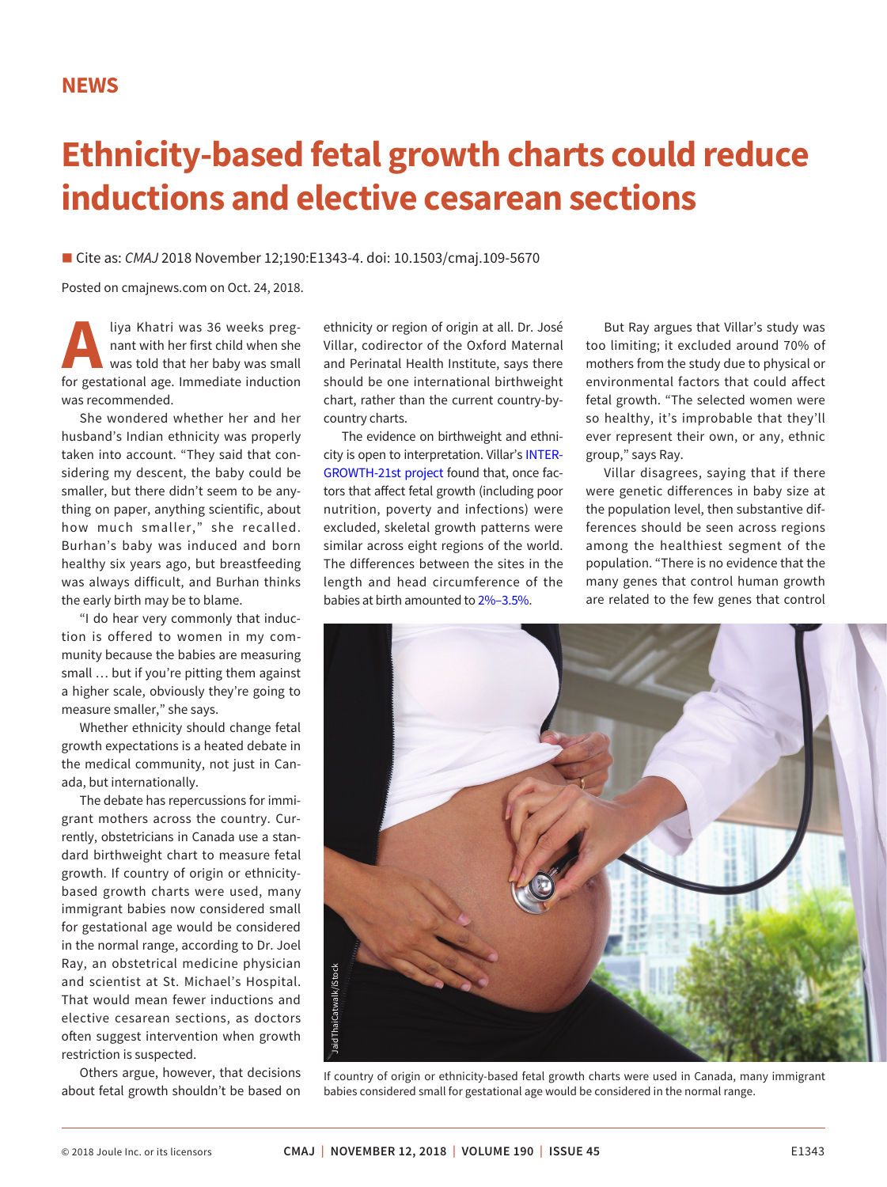NEWS

# Ethnicity-based fetal growth charts could reduce inductions and elective cesarean sections

■ Cite as: *CMAJ* 2018 November 12;190:E1343-4. doi: 10.1503/cmaj.109-5670

Posted on cmajnews.com on Oct. 24, 2018.

Aliya Khatri was 36 weeks pregnant with her first child when she was told that her baby was small for gestational age. Immediate induction was recommended.

She wondered whether her and her husband's Indian ethnicity was properly taken into account. "They said that considering my descent, the baby could be smaller, but there didn't seem to be anything on paper, anything scientific, about how much smaller," she recalled. Burhan's baby was induced and born healthy six years ago, but breastfeeding was always difficult, and Burhan thinks the early birth may be to blame.

"I do hear very commonly that induction is offered to women in my community because the babies are measuring small … but if you're pitting them against a higher scale, obviously they're going to measure smaller," she says.

Whether ethnicity should change fetal growth expectations is a heated debate in the medical community, not just in Canada, but internationally.

The debate has repercussions for immigrant mothers across the country. Currently, obstetricians in Canada use a standard birthweight chart to measure fetal growth. If country of origin or ethnicity-based growth charts were used, many immigrant babies now considered small for gestational age would be considered in the normal range, according to Dr. Joel Ray, an obstetrical medicine physician and scientist at St. Michael's Hospital. That would mean fewer inductions and elective cesarean sections, as doctors often suggest intervention when growth restriction is suspected.

Others argue, however, that decisions about fetal growth shouldn't be based on ethnicity or region of origin at all. Dr. José Villar, codirector of the Oxford Maternal and Perinatal Health Institute, says there should be one international birthweight chart, rather than the current country-by-country charts.

The evidence on birthweight and ethnicity is open to interpretation. Villar's INTERGROWTH-21st project found that, once factors that affect fetal growth (including poor nutrition, poverty and infections) were excluded, skeletal growth patterns were similar across eight regions of the world. The differences between the sites in the length and head circumference of the babies at birth amounted to 2%–3.5%.

But Ray argues that Villar's study was too limiting; it excluded around 70% of mothers from the study due to physical or environmental factors that could affect fetal growth. "The selected women were so healthy, it's improbable that they'll ever represent their own, or any, ethnic group," says Ray.

Villar disagrees, saying that if there were genetic differences in baby size at the population level, then substantive differences should be seen across regions among the healthiest segment of the population. "There is no evidence that the many genes that control human growth are related to the few genes that control

If country of origin or ethnicity-based fetal growth charts were used in Canada, many immigrant babies considered small for gestational age would be considered in the normal range.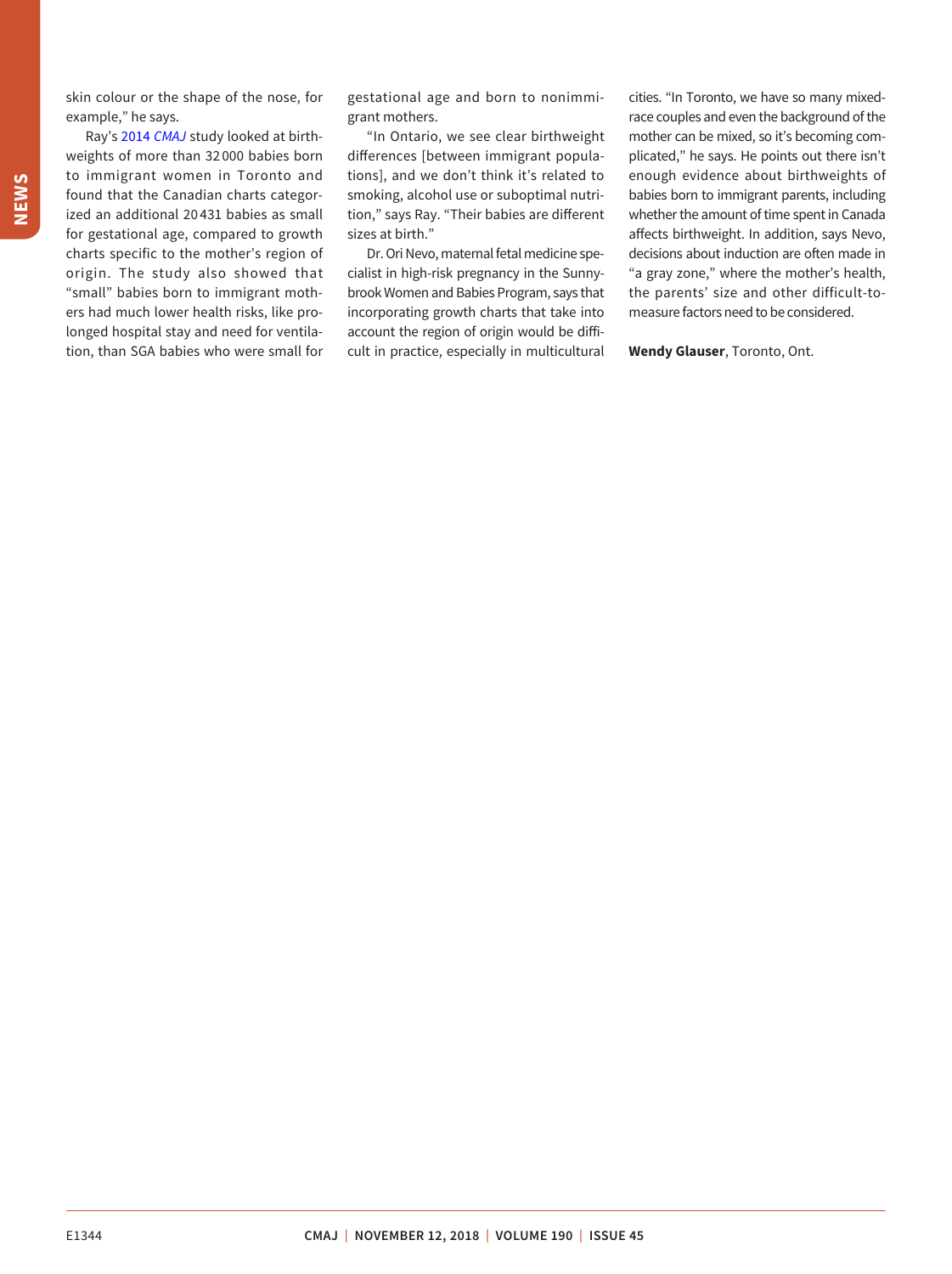skin colour or the shape of the nose, for example," he says.

Ray's 2014 *CMAJ* study looked at birthweights of more than 32 000 babies born to immigrant women in Toronto and found that the Canadian charts categorized an additional 20 431 babies as small for gestational age, compared to growth charts specific to the mother's region of origin. The study also showed that "small" babies born to immigrant mothers had much lower health risks, like prolonged hospital stay and need for ventilation, than SGA babies who were small for gestational age and born to nonimmigrant mothers.

"In Ontario, we see clear birthweight differences [between immigrant populations], and we don't think it's related to smoking, alcohol use or suboptimal nutrition," says Ray. "Their babies are different sizes at birth."

Dr. Ori Nevo, maternal fetal medicine specialist in high-risk pregnancy in the Sunnybrook Women and Babies Program, says that incorporating growth charts that take into account the region of origin would be difficult in practice, especially in multicultural cities. "In Toronto, we have so many mixed-race couples and even the background of the mother can be mixed, so it's becoming complicated," he says. He points out there isn't enough evidence about birthweights of babies born to immigrant parents, including whether the amount of time spent in Canada affects birthweight. In addition, says Nevo, decisions about induction are often made in "a gray zone," where the mother's health, the parents' size and other difficult-to-measure factors need to be considered.

**Wendy Glauser**, Toronto, Ont.